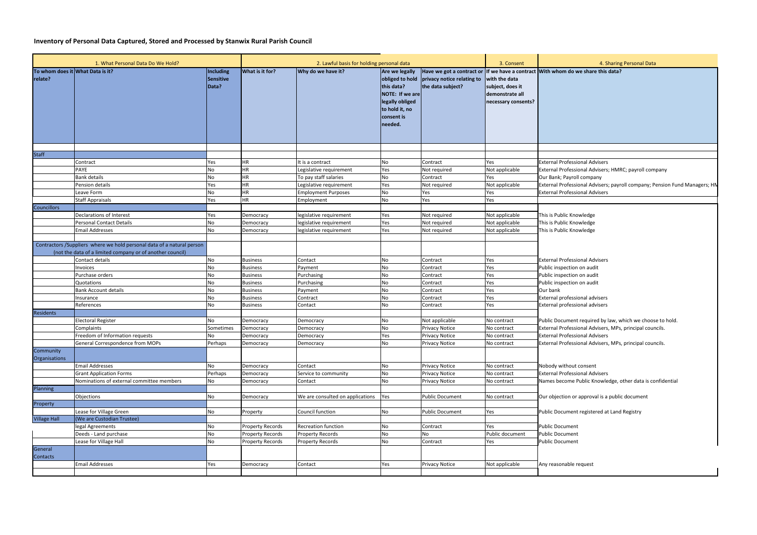# Inventory of Personal Data Captured, Stored and Processed by Stanwix Rural Parish Council

| 1. What Personal Data Do We Hold? | | | 2. Lawful basis for holding personal data | | | | 3. Consent | 4. Sharing Personal Data |
|---|---|---|---|---|---|---|---|---|
| **To whom does it relate?** | **What Data is it?** | **Including Sensitive Data?** | **What is it for?** | **Why do we have it?** | **Are we legally obliged to hold this data? NOTE: If we are legally obliged to hold it, no consent is needed.** | **Have we got a contract or privacy notice relating to the data subject?** | **If we have a contract with the data subject, does it demonstrate all necessary consents?** | **With whom do we share this data?** |
| Staff | | | | | | | | |
| | Contract | Yes | HR | It is a contract | No | Contract | Yes | External Professional Advisers |
| | PAYE | No | HR | Legislative requirement | Yes | Not required | Not applicable | External Professional Advisers; HMRC; payroll company |
| | Bank details | No | HR | To pay staff salaries | No | Contract | Yes | Our Bank; Payroll company |
| | Pension details | Yes | HR | Legislative requirement | Yes | Not required | Not applicable | External Professional Advisers; payroll company; Pension Fund Managers; HM |
| | Leave Form | No | HR | Employment Purposes | No | Yes | Yes | External Professional Advisers |
| | Staff Appraisals | Yes | HR | Employment | No | Yes | Yes | |
| Councillors | | | | | | | | |
| | Declarations of Interest | Yes | Democracy | legislative requirement | Yes | Not required | Not applicable | This is Public Knowledge |
| | Personal Contact Details | No | Democracy | legislative requirement | Yes | Not required | Not applicable | This is Public Knowledge |
| | Email Addresses | No | Democracy | legislative requirement | Yes | Not required | Not applicable | This is Public Knowledge |
| Contractors /Suppliers where we hold personal data of a natural person (not the data of a limited company or of another council) | | | | | | | | |
| | Contact details | No | Business | Contact | No | Contract | Yes | External Professional Advisers |
| | Invoices | No | Business | Payment | No | Contract | Yes | Public inspection on audit |
| | Purchase orders | No | Business | Purchasing | No | Contract | Yes | Public inspection on audit |
| | Quotations | No | Business | Purchasing | No | Contract | Yes | Public inspection on audit |
| | Bank Account details | No | Business | Payment | No | Contract | Yes | Our bank |
| | Insurance | No | Business | Contract | No | Contract | Yes | External professional advisers |
| | References | No | Business | Contact | No | Contract | Yes | External professional advisers |
| Residents | | | | | | | | |
| | Electoral Register | No | Democracy | Democracy | No | Not applicable | No contract | Public Document required by law, which we choose to hold. |
| | Complaints | Sometimes | Democracy | Democracy | No | Privacy Notice | No contract | External Professional Advisers, MPs, principal councils. |
| | Freedom of Information requests | No | Democracy | Democracy | Yes | Privacy Notice | No contract | External Professional Advisers |
| | General Correspondence from MOPs | Perhaps | Democracy | Democracy | No | Privacy Notice | No contract | External Professional Advisers, MPs, principal councils. |
| Community Organisations | | | | | | | | |
| | Email Addresses | No | Democracy | Contact | No | Privacy Notice | No contract | Nobody without consent |
| | Grant Application Forms | Perhaps | Democracy | Service to community | No | Privacy Notice | No contract | External Professional Advisers |
| | Nominations of external committee members | No | Democracy | Contact | No | Privacy Notice | No contract | Names become Public Knowledge, other data is confidential |
| Planning | | | | | | | | |
| | Objections | No | Democracy | We are consulted on applications | Yes | Public Document | No contract | Our objection or approval is a public document |
| Property | | | | | | | | |
| | Lease for Village Green | No | Property | Council function | No | Public Document | Yes | Public Document registered at Land Registry |
| Village Hall | (We are Custodian Trustee) | | | | | | | |
| | legal Agreements | No | Property Records | Recreation function | No | Contract | Yes | Public Document |
| | Deeds - Land purchase | No | Property Records | Property Records | No | No | Public document | Public Document |
| | Lease for Village Hall | No | Property Records | Property Records | No | Contract | Yes | Public Document |
| General Contacts | | | | | | | | |
| | Email Addresses | Yes | Democracy | Contact | Yes | Privacy Notice | Not applicable | Any reasonable request |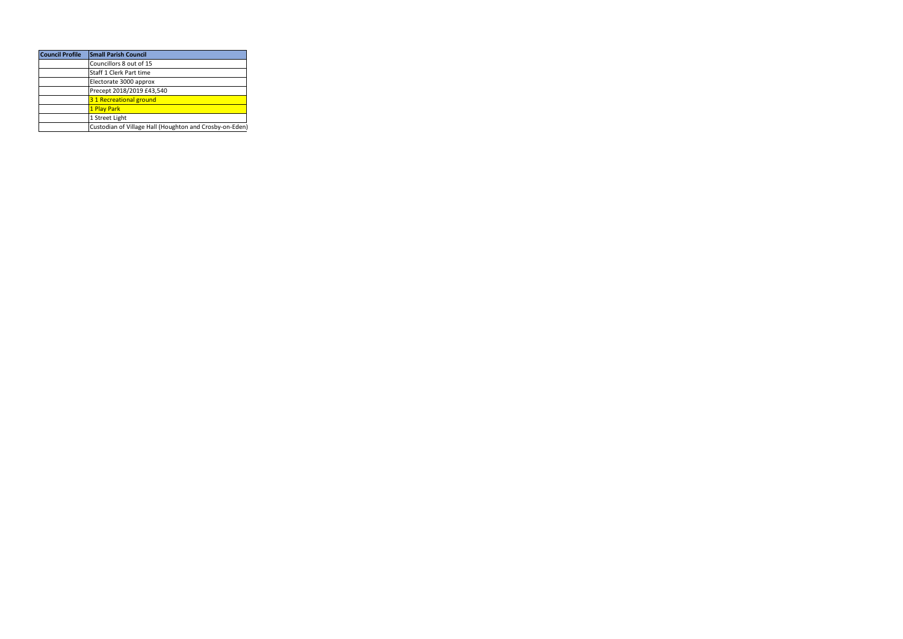| Council Profile | Small Parish Council |
| --- | --- |
| | Councillors 8 out of 15 |
| | Staff 1 Clerk Part time |
| | Electorate 3000 approx |
| | Precept 2018/2019 £43,540 |
| | 3 1 Recreational ground |
| | 1 Play Park |
| | 1 Street Light |
| | Custodian of Village Hall (Houghton and Crosby-on-Eden) |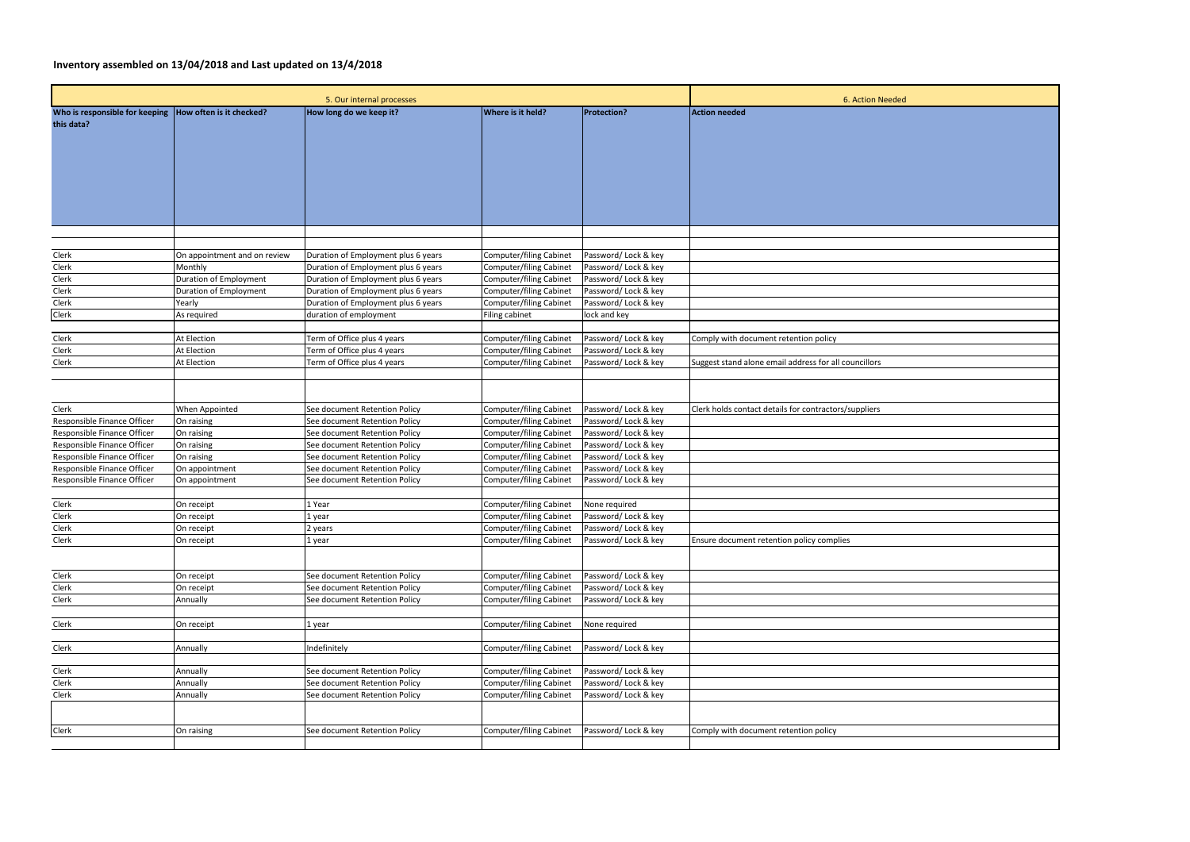**Inventory assembled on 13/04/2018 and Last updated on 13/4/2018**

| 5. Our internal processes | | | | | 6. Action Needed |
|---|---|---|---|---|---|
| Who is responsible for keeping this data? | How often is it checked? | How long do we keep it? | Where is it held? | Protection? | Action needed |
| | | | | | |
| Clerk | On appointment and on review | Duration of Employment plus 6 years | Computer/filing Cabinet | Password/ Lock & key | |
| Clerk | Monthly | Duration of Employment plus 6 years | Computer/filing Cabinet | Password/ Lock & key | |
| Clerk | Duration of Employment | Duration of Employment plus 6 years | Computer/filing Cabinet | Password/ Lock & key | |
| Clerk | Duration of Employment | Duration of Employment plus 6 years | Computer/filing Cabinet | Password/ Lock & key | |
| Clerk | Yearly | Duration of Employment plus 6 years | Computer/filing Cabinet | Password/ Lock & key | |
| Clerk | As required | duration of employment | Filing cabinet | lock and key | |
| | | | | | |
| Clerk | At Election | Term of Office plus 4 years | Computer/filing Cabinet | Password/ Lock & key | Comply with document retention policy |
| Clerk | At Election | Term of Office plus 4 years | Computer/filing Cabinet | Password/ Lock & key | |
| Clerk | At Election | Term of Office plus 4 years | Computer/filing Cabinet | Password/ Lock & key | Suggest stand alone email address for all councillors |
| | | | | | |
| Clerk | When Appointed | See document Retention Policy | Computer/filing Cabinet | Password/ Lock & key | Clerk holds contact details for contractors/suppliers |
| Responsible Finance Officer | On raising | See document Retention Policy | Computer/filing Cabinet | Password/ Lock & key | |
| Responsible Finance Officer | On raising | See document Retention Policy | Computer/filing Cabinet | Password/ Lock & key | |
| Responsible Finance Officer | On raising | See document Retention Policy | Computer/filing Cabinet | Password/ Lock & key | |
| Responsible Finance Officer | On raising | See document Retention Policy | Computer/filing Cabinet | Password/ Lock & key | |
| Responsible Finance Officer | On appointment | See document Retention Policy | Computer/filing Cabinet | Password/ Lock & key | |
| Responsible Finance Officer | On appointment | See document Retention Policy | Computer/filing Cabinet | Password/ Lock & key | |
| | | | | | |
| Clerk | On receipt | 1 Year | Computer/filing Cabinet | None required | |
| Clerk | On receipt | 1 year | Computer/filing Cabinet | Password/ Lock & key | |
| Clerk | On receipt | 2 years | Computer/filing Cabinet | Password/ Lock & key | |
| Clerk | On receipt | 1 year | Computer/filing Cabinet | Password/ Lock & key | Ensure document retention policy complies |
| | | | | | |
| Clerk | On receipt | See document Retention Policy | Computer/filing Cabinet | Password/ Lock & key | |
| Clerk | On receipt | See document Retention Policy | Computer/filing Cabinet | Password/ Lock & key | |
| Clerk | Annually | See document Retention Policy | Computer/filing Cabinet | Password/ Lock & key | |
| | | | | | |
| Clerk | On receipt | 1 year | Computer/filing Cabinet | None required | |
| | | | | | |
| Clerk | Annually | Indefinitely | Computer/filing Cabinet | Password/ Lock & key | |
| | | | | | |
| Clerk | Annually | See document Retention Policy | Computer/filing Cabinet | Password/ Lock & key | |
| Clerk | Annually | See document Retention Policy | Computer/filing Cabinet | Password/ Lock & key | |
| Clerk | Annually | See document Retention Policy | Computer/filing Cabinet | Password/ Lock & key | |
| | | | | | |
| Clerk | On raising | See document Retention Policy | Computer/filing Cabinet | Password/ Lock & key | Comply with document retention policy |